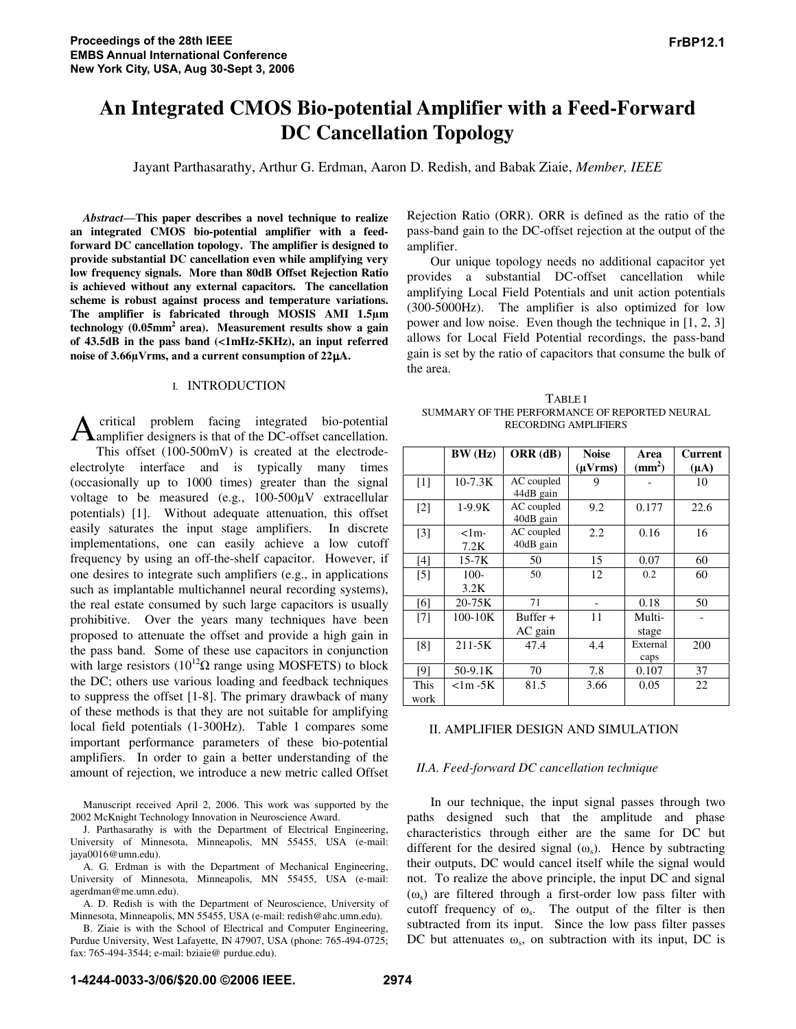# An Integrated CMOS Bio-potential Amplifier with a Feed-Forward DC Cancellation Topology

Jayant Parthasarathy, Arthur G. Erdman, Aaron D. Redish, and Babak Ziaie, *Member, IEEE*

***Abstract*—This paper describes a novel technique to realize an integrated CMOS bio-potential amplifier with a feed-forward DC cancellation topology. The amplifier is designed to provide substantial DC cancellation even while amplifying very low frequency signals. More than 80dB Offset Rejection Ratio is achieved without any external capacitors. The cancellation scheme is robust against process and temperature variations. The amplifier is fabricated through MOSIS AMI 1.5µm technology (0.05mm² area). Measurement results show a gain of 43.5dB in the pass band (<1mHz-5KHz), an input referred noise of 3.66µVrms, and a current consumption of 22µA.**

## I. INTRODUCTION

A critical problem facing integrated bio-potential amplifier designers is that of the DC-offset cancellation. This offset (100-500mV) is created at the electrode-electrolyte interface and is typically many times (occasionally up to 1000 times) greater than the signal voltage to be measured (e.g., 100-500µV extracellular potentials) [1]. Without adequate attenuation, this offset easily saturates the input stage amplifiers. In discrete implementations, one can easily achieve a low cutoff frequency by using an off-the-shelf capacitor. However, if one desires to integrate such amplifiers (e.g., in applications such as implantable multichannel neural recording systems), the real estate consumed by such large capacitors is usually prohibitive. Over the years many techniques have been proposed to attenuate the offset and provide a high gain in the pass band. Some of these use capacitors in conjunction with large resistors ($10^{12}\Omega$ range using MOSFETS) to block the DC; others use various loading and feedback techniques to suppress the offset [1-8]. The primary drawback of many of these methods is that they are not suitable for amplifying local field potentials (1-300Hz). Table 1 compares some important performance parameters of these bio-potential amplifiers. In order to gain a better understanding of the amount of rejection, we introduce a new metric called Offset Rejection Ratio (ORR). ORR is defined as the ratio of the pass-band gain to the DC-offset rejection at the output of the amplifier.

Our unique topology needs no additional capacitor yet provides a substantial DC-offset cancellation while amplifying Local Field Potentials and unit action potentials (300-5000Hz). The amplifier is also optimized for low power and low noise. Even though the technique in [1, 2, 3] allows for Local Field Potential recordings, the pass-band gain is set by the ratio of capacitors that consume the bulk of the area.

TABLE I
SUMMARY OF THE PERFORMANCE OF REPORTED NEURAL RECORDING AMPLIFIERS

| | BW (Hz) | ORR (dB) | Noise (µVrms) | Area (mm²) | Current (µA) |
|---|---|---|---|---|---|
| [1] | 10-7.3K | AC coupled 44dB gain | 9 | - | 10 |
| [2] | 1-9.9K | AC coupled 40dB gain | 9.2 | 0.177 | 22.6 |
| [3] | <1m-7.2K | AC coupled 40dB gain | 2.2 | 0.16 | 16 |
| [4] | 15-7K | 50 | 15 | 0.07 | 60 |
| [5] | 100-3.2K | 50 | 12 | 0.2 | 60 |
| [6] | 20-75K | 71 | - | 0.18 | 50 |
| [7] | 100-10K | Buffer + AC gain | 11 | Multi-stage | - |
| [8] | 211-5K | 47.4 | 4.4 | External caps | 200 |
| [9] | 50-9.1K | 70 | 7.8 | 0.107 | 37 |
| This work | <1m -5K | 81.5 | 3.66 | 0.05 | 22 |

## II. AMPLIFIER DESIGN AND SIMULATION

### *II.A. Feed-forward DC cancellation technique*

In our technique, the input signal passes through two paths designed such that the amplitude and phase characteristics through either are the same for DC but different for the desired signal ($\omega_s$). Hence by subtracting their outputs, DC would cancel itself while the signal would not. To realize the above principle, the input DC and signal ($\omega_s$) are filtered through a first-order low pass filter with cutoff frequency of $\omega_s$. The output of the filter is then subtracted from its input. Since the low pass filter passes DC but attenuates $\omega_s$, on subtraction with its input, DC is

Manuscript received April 2, 2006. This work was supported by the 2002 McKnight Technology Innovation in Neuroscience Award.

J. Parthasarathy is with the Department of Electrical Engineering, University of Minnesota, Minneapolis, MN 55455, USA (e-mail: jaya0016@umn.edu).

A. G. Erdman is with the Department of Mechanical Engineering, University of Minnesota, Minneapolis, MN 55455, USA (e-mail: agerdman@me.umn.edu).

A. D. Redish is with the Department of Neuroscience, University of Minnesota, Minneapolis, MN 55455, USA (e-mail: redish@ahc.umn.edu).

B. Ziaie is with the School of Electrical and Computer Engineering, Purdue University, West Lafayette, IN 47907, USA (phone: 765-494-0725; fax: 765-494-3544; e-mail: bziaie@ purdue.edu).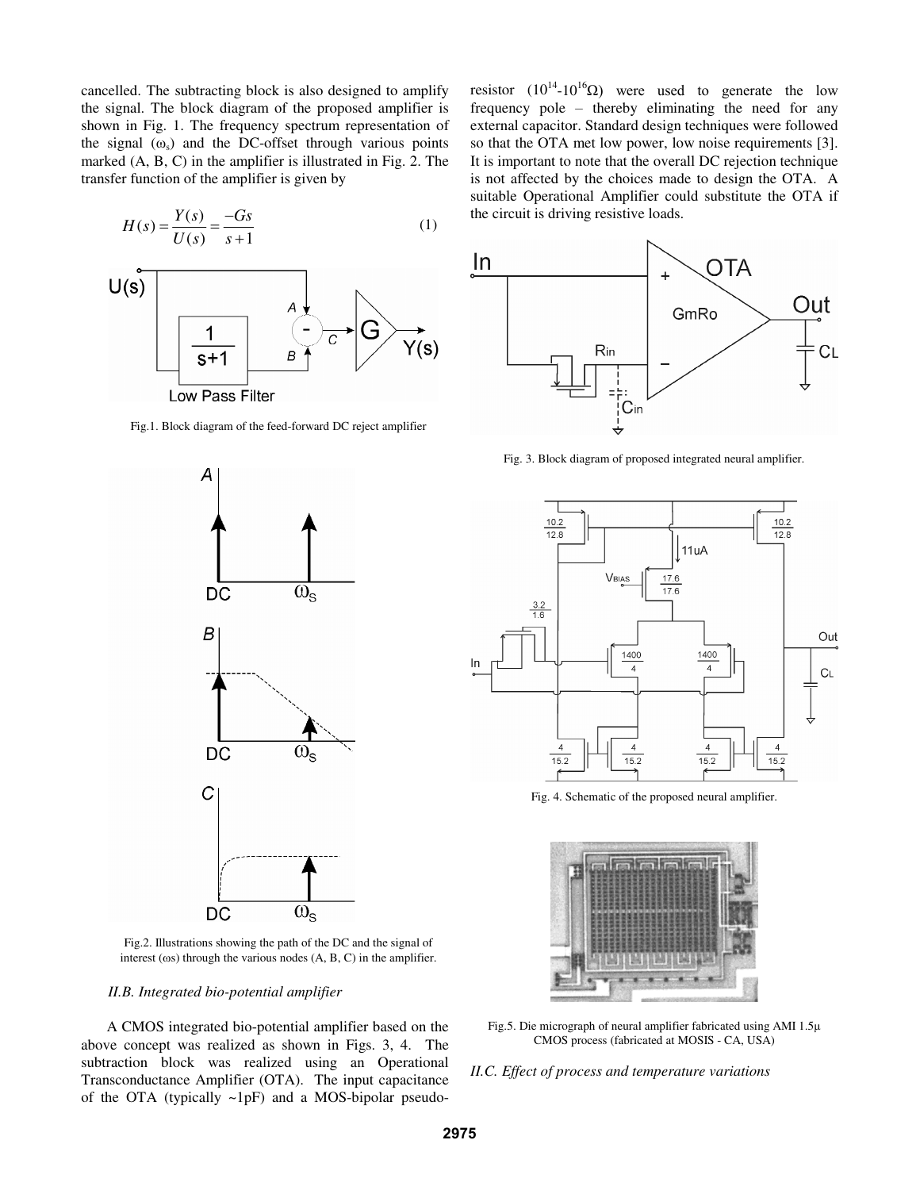cancelled. The subtracting block is also designed to amplify the signal. The block diagram of the proposed amplifier is shown in Fig. 1. The frequency spectrum representation of the signal ($\omega_s$) and the DC-offset through various points marked (A, B, C) in the amplifier is illustrated in Fig. 2. The transfer function of the amplifier is given by

$$H(s) = \frac{Y(s)}{U(s)} = \frac{-Gs}{s+1} \tag{1}$$

Fig.1. Block diagram of the feed-forward DC reject amplifier

Fig.2. Illustrations showing the path of the DC and the signal of interest ($\omega$s) through the various nodes (A, B, C) in the amplifier.

### *II.B. Integrated bio-potential amplifier*

A CMOS integrated bio-potential amplifier based on the above concept was realized as shown in Figs. 3, 4. The subtraction block was realized using an Operational Transconductance Amplifier (OTA). The input capacitance of the OTA (typically ~1pF) and a MOS-bipolar pseudo-resistor ($10^{14}$-$10^{16}\Omega$) were used to generate the low frequency pole – thereby eliminating the need for any external capacitor. Standard design techniques were followed so that the OTA met low power, low noise requirements [3]. It is important to note that the overall DC rejection technique is not affected by the choices made to design the OTA. A suitable Operational Amplifier could substitute the OTA if the circuit is driving resistive loads.

Fig. 3. Block diagram of proposed integrated neural amplifier.

Fig. 4. Schematic of the proposed neural amplifier.

Fig.5. Die micrograph of neural amplifier fabricated using AMI 1.5µ CMOS process (fabricated at MOSIS - CA, USA)

### *II.C. Effect of process and temperature variations*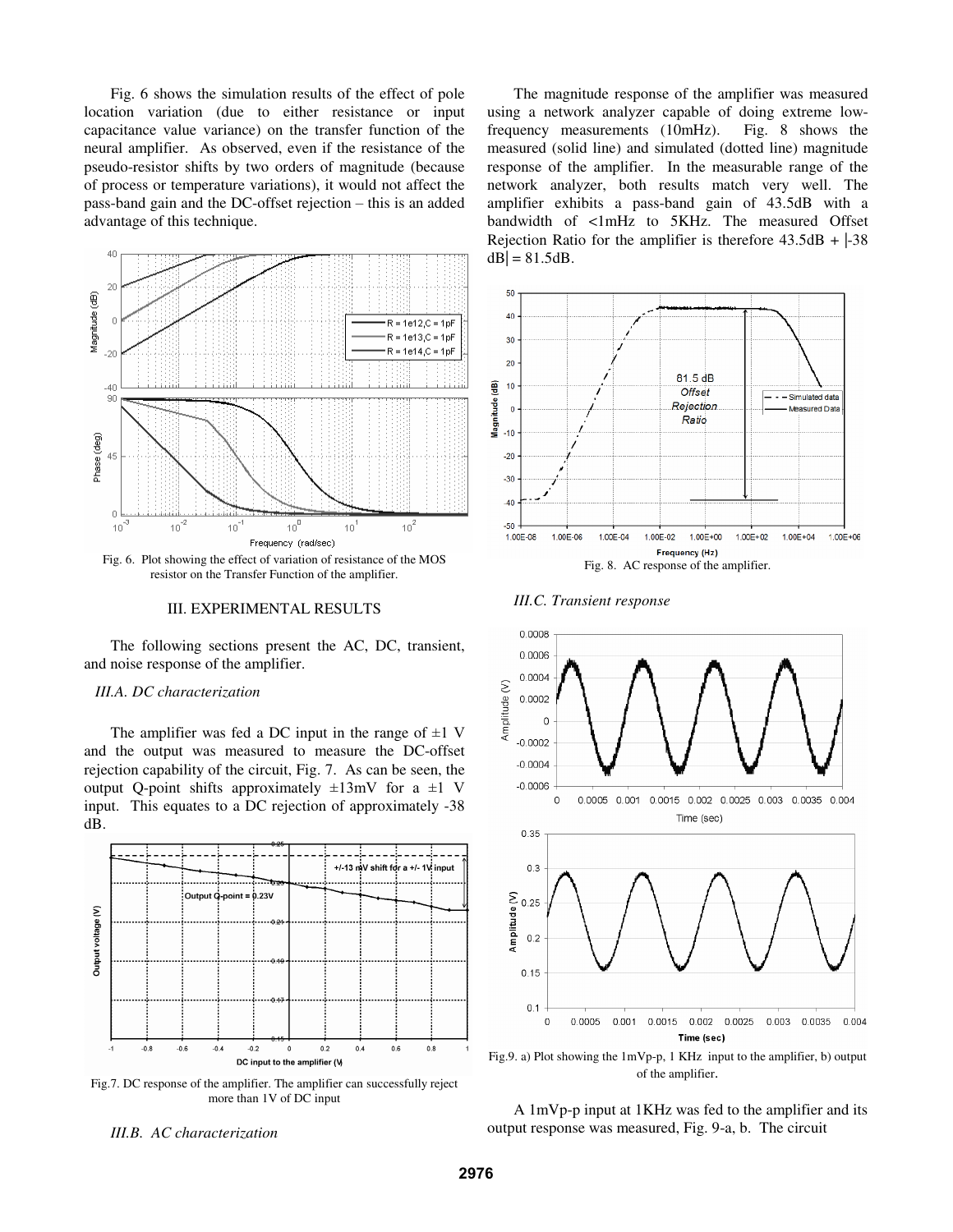Fig. 6 shows the simulation results of the effect of pole location variation (due to either resistance or input capacitance value variance) on the transfer function of the neural amplifier. As observed, even if the resistance of the pseudo-resistor shifts by two orders of magnitude (because of process or temperature variations), it would not affect the pass-band gain and the DC-offset rejection – this is an added advantage of this technique.

Fig. 6. Plot showing the effect of variation of resistance of the MOS resistor on the Transfer Function of the amplifier.

## III. EXPERIMENTAL RESULTS

The following sections present the AC, DC, transient, and noise response of the amplifier.

### *III.A. DC characterization*

The amplifier was fed a DC input in the range of ±1 V and the output was measured to measure the DC-offset rejection capability of the circuit, Fig. 7. As can be seen, the output Q-point shifts approximately ±13mV for a ±1 V input. This equates to a DC rejection of approximately -38 dB.

Fig.7. DC response of the amplifier. The amplifier can successfully reject more than 1V of DC input

### *III.B. AC characterization*

The magnitude response of the amplifier was measured using a network analyzer capable of doing extreme low-frequency measurements (10mHz). Fig. 8 shows the measured (solid line) and simulated (dotted line) magnitude response of the amplifier. In the measurable range of the network analyzer, both results match very well. The amplifier exhibits a pass-band gain of 43.5dB with a bandwidth of <1mHz to 5KHz. The measured Offset Rejection Ratio for the amplifier is therefore 43.5dB + |-38 dB| = 81.5dB.

Fig. 8. AC response of the amplifier.

### *III.C. Transient response*

Fig.9. a) Plot showing the 1mVp-p, 1 KHz input to the amplifier, b) output of the amplifier.

A 1mVp-p input at 1KHz was fed to the amplifier and its output response was measured, Fig. 9-a, b. The circuit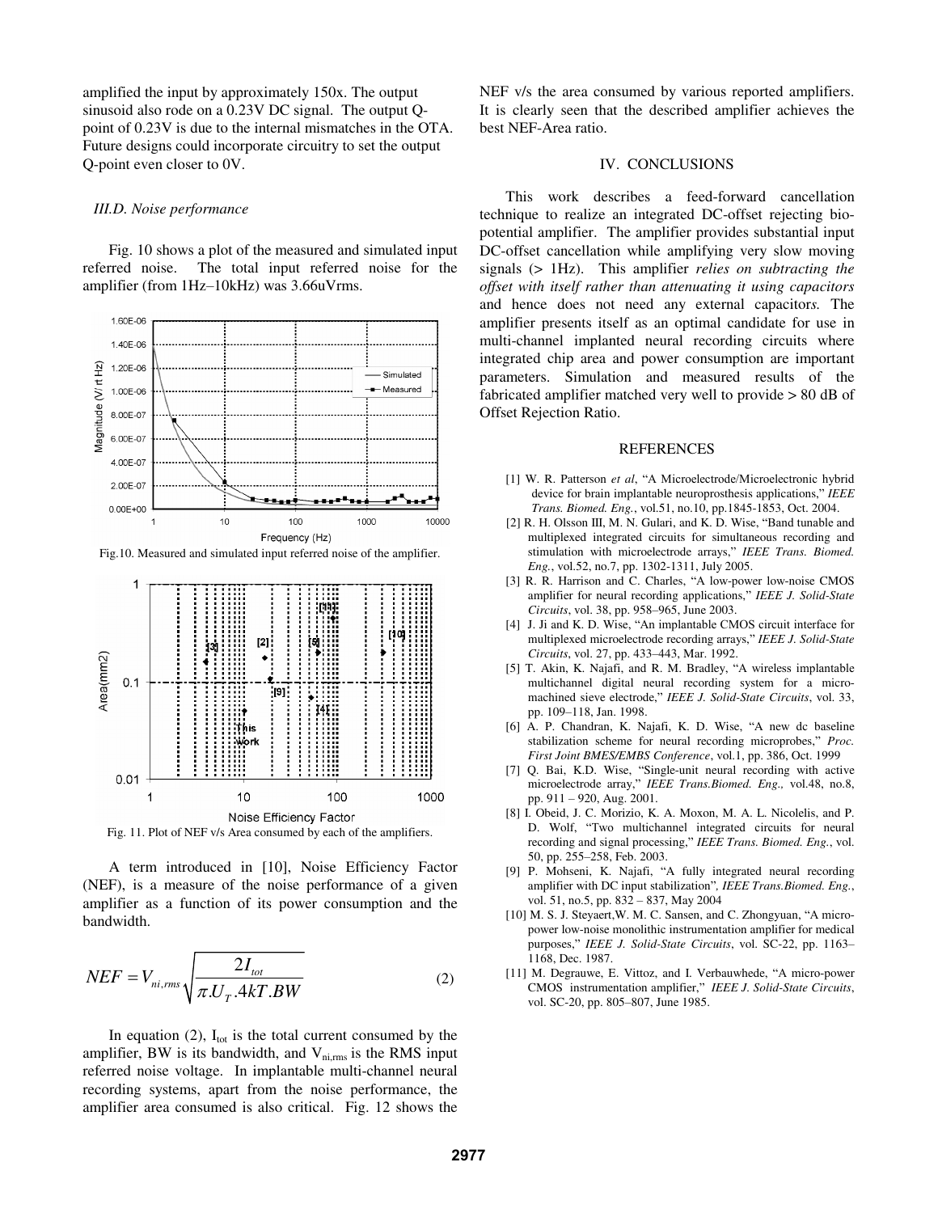amplified the input by approximately 150x. The output sinusoid also rode on a 0.23V DC signal. The output Q-point of 0.23V is due to the internal mismatches in the OTA. Future designs could incorporate circuitry to set the output Q-point even closer to 0V.

### *III.D. Noise performance*

Fig. 10 shows a plot of the measured and simulated input referred noise. The total input referred noise for the amplifier (from 1Hz–10kHz) was 3.66uVrms.

1.60E-06
1.40E-06
1.20E-06
1.00E-06
8.00E-07
6.00E-07
4.00E-07
2.00E-07
0.00E+00
Magnitude (V/ rt Hz)
Simulated
Measured
1
10
100
1000
10000
Frequency (Hz)

Fig.10. Measured and simulated input referred noise of the amplifier.

1
0.1
0.01
Area(mm2)
[3]
[2]
[9]
[11]
[5]
[4]
[10]
This Work
1
10
100
1000
Noise Efficiency Factor

Fig. 11. Plot of NEF v/s Area consumed by each of the amplifiers.

A term introduced in [10], Noise Efficiency Factor (NEF), is a measure of the noise performance of a given amplifier as a function of its power consumption and the bandwidth.

$$NEF = V_{ni,rms}\sqrt{\frac{2I_{tot}}{\pi.U_T.4kT.BW}} \quad (2)$$

In equation (2), $I_{tot}$ is the total current consumed by the amplifier, BW is its bandwidth, and $V_{ni,rms}$ is the RMS input referred noise voltage. In implantable multi-channel neural recording systems, apart from the noise performance, the amplifier area consumed is also critical. Fig. 12 shows the NEF v/s the area consumed by various reported amplifiers. It is clearly seen that the described amplifier achieves the best NEF-Area ratio.

## IV. CONCLUSIONS

This work describes a feed-forward cancellation technique to realize an integrated DC-offset rejecting bio-potential amplifier. The amplifier provides substantial input DC-offset cancellation while amplifying very slow moving signals (> 1Hz). This amplifier *relies on subtracting the offset with itself rather than attenuating it using capacitors* and hence does not need any external capacitor*s*. The amplifier presents itself as an optimal candidate for use in multi-channel implanted neural recording circuits where integrated chip area and power consumption are important parameters. Simulation and measured results of the fabricated amplifier matched very well to provide > 80 dB of Offset Rejection Ratio.

## REFERENCES

[1] W. R. Patterson *et al*, "A Microelectrode/Microelectronic hybrid device for brain implantable neuroprosthesis applications," *IEEE Trans. Biomed. Eng.*, vol.51, no.10, pp.1845-1853, Oct. 2004.

[2] R. H. Olsson III, M. N. Gulari, and K. D. Wise, "Band tunable and multiplexed integrated circuits for simultaneous recording and stimulation with microelectrode arrays," *IEEE Trans. Biomed. Eng.*, vol.52, no.7, pp. 1302-1311, July 2005.

[3] R. R. Harrison and C. Charles, "A low-power low-noise CMOS amplifier for neural recording applications," *IEEE J. Solid-State Circuits*, vol. 38, pp. 958–965, June 2003.

[4] J. Ji and K. D. Wise, "An implantable CMOS circuit interface for multiplexed microelectrode recording arrays," *IEEE J. Solid-State Circuits*, vol. 27, pp. 433–443, Mar. 1992.

[5] T. Akin, K. Najafi, and R. M. Bradley, "A wireless implantable multichannel digital neural recording system for a micro-machined sieve electrode," *IEEE J. Solid-State Circuits*, vol. 33, pp. 109–118, Jan. 1998.

[6] A. P. Chandran, K. Najafi, K. D. Wise, "A new dc baseline stabilization scheme for neural recording microprobes," *Proc. First Joint BMES/EMBS Conference*, vol.1, pp. 386, Oct. 1999

[7] Q. Bai, K.D. Wise, "Single-unit neural recording with active microelectrode array," *IEEE Trans.Biomed. Eng.,* vol.48, no.8, pp. 911 – 920, Aug. 2001.

[8] I. Obeid, J. C. Morizio, K. A. Moxon, M. A. L. Nicolelis, and P. D. Wolf, "Two multichannel integrated circuits for neural recording and signal processing," *IEEE Trans. Biomed. Eng.*, vol. 50, pp. 255–258, Feb. 2003.

[9] P. Mohseni, K. Najafi, "A fully integrated neural recording amplifier with DC input stabilization"*, IEEE Trans.Biomed. Eng.*, vol. 51, no.5, pp. 832 – 837, May 2004

[10] M. S. J. Steyaert,W. M. C. Sansen, and C. Zhongyuan, "A micro-power low-noise monolithic instrumentation amplifier for medical purposes," *IEEE J. Solid-State Circuits*, vol. SC-22, pp. 1163–1168, Dec. 1987.

[11] M. Degrauwe, E. Vittoz, and I. Verbauwhede, "A micro-power CMOS instrumentation amplifier," *IEEE J. Solid-State Circuits*, vol. SC-20, pp. 805–807, June 1985.